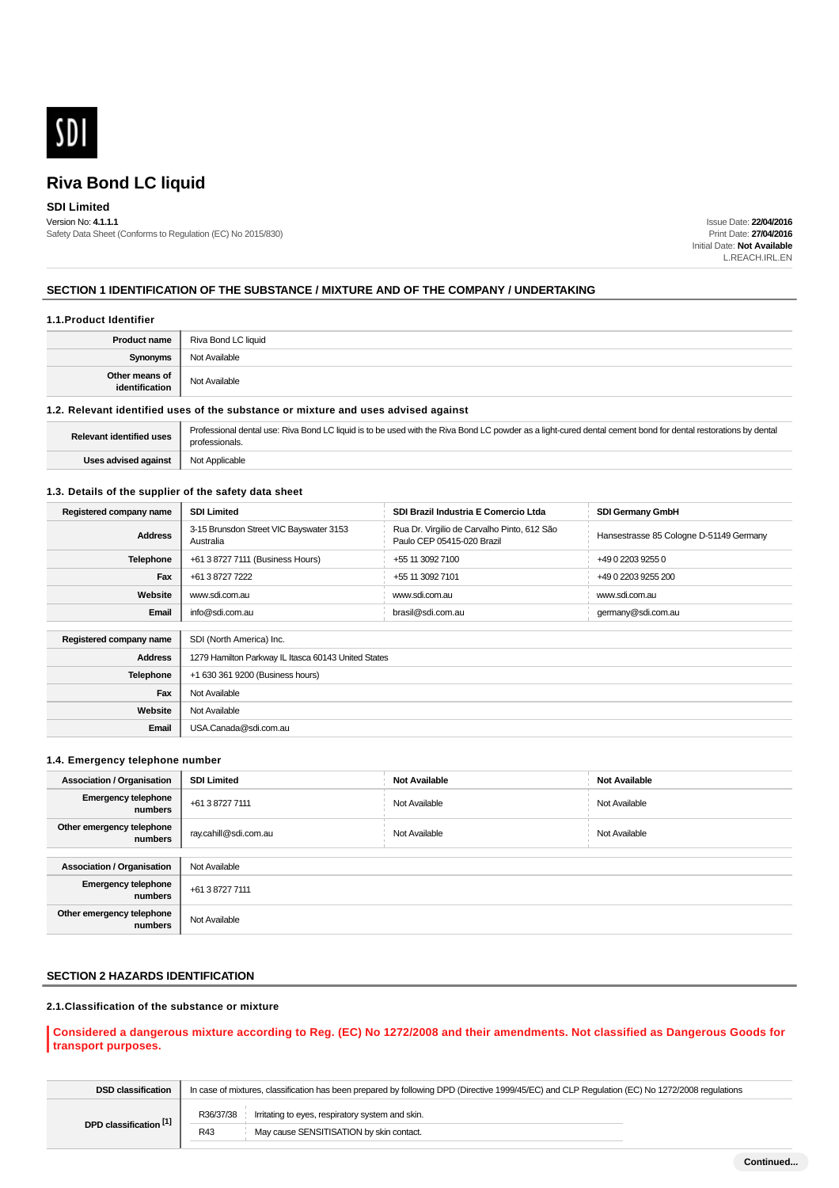SDI

# Riva Bond LC liquid

**SDI Limited**

Version No: **4.1.1.1**

Safety Data Sheet (Conforms to Regulation (EC) No 2015/830)

Issue Date: **22/04/2016**
Print Date: **27/04/2016**
Initial Date: **Not Available**
L.REACH.IRL.EN

## SECTION 1 IDENTIFICATION OF THE SUBSTANCE / MIXTURE AND OF THE COMPANY / UNDERTAKING

### 1.1.Product Identifier

| | |
|---|---|
| **Product name** | Riva Bond LC liquid |
| **Synonyms** | Not Available |
| **Other means of identification** | Not Available |

### 1.2. Relevant identified uses of the substance or mixture and uses advised against

| | |
|---|---|
| **Relevant identified uses** | Professional dental use: Riva Bond LC liquid is to be used with the Riva Bond LC powder as a light-cured dental cement bond for dental restorations by dental professionals. |
| **Uses advised against** | Not Applicable |

### 1.3. Details of the supplier of the safety data sheet

| | | | |
|---|---|---|---|
| **Registered company name** | **SDI Limited** | **SDI Brazil Industria E Comercio Ltda** | **SDI Germany GmbH** |
| **Address** | 3-15 Brunsdon Street VIC Bayswater 3153 Australia | Rua Dr. Virgilio de Carvalho Pinto, 612 São Paulo CEP 05415-020 Brazil | Hansestrasse 85 Cologne D-51149 Germany |
| **Telephone** | +61 3 8727 7111 (Business Hours) | +55 11 3092 7100 | +49 0 2203 9255 0 |
| **Fax** | +61 3 8727 7222 | +55 11 3092 7101 | +49 0 2203 9255 200 |
| **Website** | www.sdi.com.au | www.sdi.com.au | www.sdi.com.au |
| **Email** | info@sdi.com.au | brasil@sdi.com.au | germany@sdi.com.au |

| | |
|---|---|
| **Registered company name** | SDI (North America) Inc. |
| **Address** | 1279 Hamilton Parkway IL Itasca 60143 United States |
| **Telephone** | +1 630 361 9200 (Business hours) |
| **Fax** | Not Available |
| **Website** | Not Available |
| **Email** | USA.Canada@sdi.com.au |

### 1.4. Emergency telephone number

| | | | |
|---|---|---|---|
| **Association / Organisation** | **SDI Limited** | **Not Available** | **Not Available** |
| **Emergency telephone numbers** | +61 3 8727 7111 | Not Available | Not Available |
| **Other emergency telephone numbers** | ray.cahill@sdi.com.au | Not Available | Not Available |

| | |
|---|---|
| **Association / Organisation** | Not Available |
| **Emergency telephone numbers** | +61 3 8727 7111 |
| **Other emergency telephone numbers** | Not Available |

## SECTION 2 HAZARDS IDENTIFICATION

### 2.1.Classification of the substance or mixture

**Considered a dangerous mixture according to Reg. (EC) No 1272/2008 and their amendments. Not classified as Dangerous Goods for transport purposes.**

| | |
|---|---|
| **DSD classification** | In case of mixtures, classification has been prepared by following DPD (Directive 1999/45/EC) and CLP Regulation (EC) No 1272/2008 regulations |
| **DPD classification [1]** | R36/37/38 Irritating to eyes, respiratory system and skin.<br>R43 May cause SENSITISATION by skin contact. |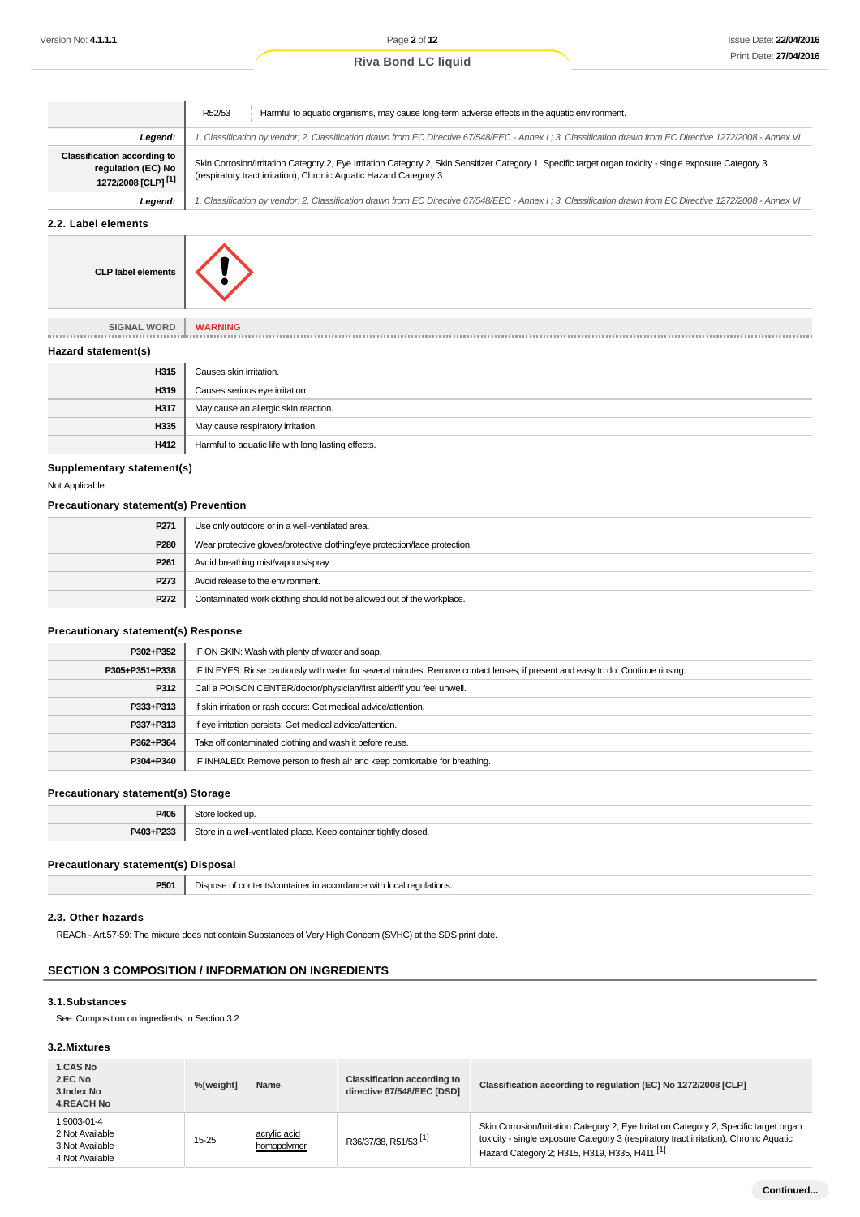| | |
|---|---|
| | R52/53 Harmful to aquatic organisms, may cause long-term adverse effects in the aquatic environment. |
| ***Legend:*** | *1. Classification by vendor; 2. Classification drawn from EC Directive 67/548/EEC - Annex I ; 3. Classification drawn from EC Directive 1272/2008 - Annex VI* |
| **Classification according to regulation (EC) No 1272/2008 [CLP] [1]** | Skin Corrosion/Irritation Category 2, Eye Irritation Category 2, Skin Sensitizer Category 1, Specific target organ toxicity - single exposure Category 3 (respiratory tract irritation), Chronic Aquatic Hazard Category 3 |
| ***Legend:*** | *1. Classification by vendor; 2. Classification drawn from EC Directive 67/548/EEC - Annex I ; 3. Classification drawn from EC Directive 1272/2008 - Annex VI* |

### 2.2. Label elements

| | |
|---|---|
| **CLP label elements** | |
| **SIGNAL WORD** | **WARNING** |

### Hazard statement(s)

| | |
|---|---|
| **H315** | Causes skin irritation. |
| **H319** | Causes serious eye irritation. |
| **H317** | May cause an allergic skin reaction. |
| **H335** | May cause respiratory irritation. |
| **H412** | Harmful to aquatic life with long lasting effects. |

### Supplementary statement(s)

Not Applicable

### Precautionary statement(s) Prevention

| | |
|---|---|
| **P271** | Use only outdoors or in a well-ventilated area. |
| **P280** | Wear protective gloves/protective clothing/eye protection/face protection. |
| **P261** | Avoid breathing mist/vapours/spray. |
| **P273** | Avoid release to the environment. |
| **P272** | Contaminated work clothing should not be allowed out of the workplace. |

### Precautionary statement(s) Response

| | |
|---|---|
| **P302+P352** | IF ON SKIN: Wash with plenty of water and soap. |
| **P305+P351+P338** | IF IN EYES: Rinse cautiously with water for several minutes. Remove contact lenses, if present and easy to do. Continue rinsing. |
| **P312** | Call a POISON CENTER/doctor/physician/first aider/if you feel unwell. |
| **P333+P313** | If skin irritation or rash occurs: Get medical advice/attention. |
| **P337+P313** | If eye irritation persists: Get medical advice/attention. |
| **P362+P364** | Take off contaminated clothing and wash it before reuse. |
| **P304+P340** | IF INHALED: Remove person to fresh air and keep comfortable for breathing. |

### Precautionary statement(s) Storage

| | |
|---|---|
| **P405** | Store locked up. |
| **P403+P233** | Store in a well-ventilated place. Keep container tightly closed. |

### Precautionary statement(s) Disposal

| | |
|---|---|
| **P501** | Dispose of contents/container in accordance with local regulations. |

### 2.3. Other hazards

REACh - Art.57-59: The mixture does not contain Substances of Very High Concern (SVHC) at the SDS print date.

## SECTION 3 COMPOSITION / INFORMATION ON INGREDIENTS

### 3.1.Substances

See 'Composition on ingredients' in Section 3.2

### 3.2.Mixtures

| 1.CAS No 2.EC No 3.Index No 4.REACH No | %[weight] | Name | Classification according to directive 67/548/EEC [DSD] | Classification according to regulation (EC) No 1272/2008 [CLP] |
|---|---|---|---|---|
| 1.9003-01-4 2.Not Available 3.Not Available 4.Not Available | 15-25 | acrylic acid homopolymer | R36/37/38, R51/53 [1] | Skin Corrosion/Irritation Category 2, Eye Irritation Category 2, Specific target organ toxicity - single exposure Category 3 (respiratory tract irritation), Chronic Aquatic Hazard Category 2; H315, H319, H335, H411 [1] |

**Continued...**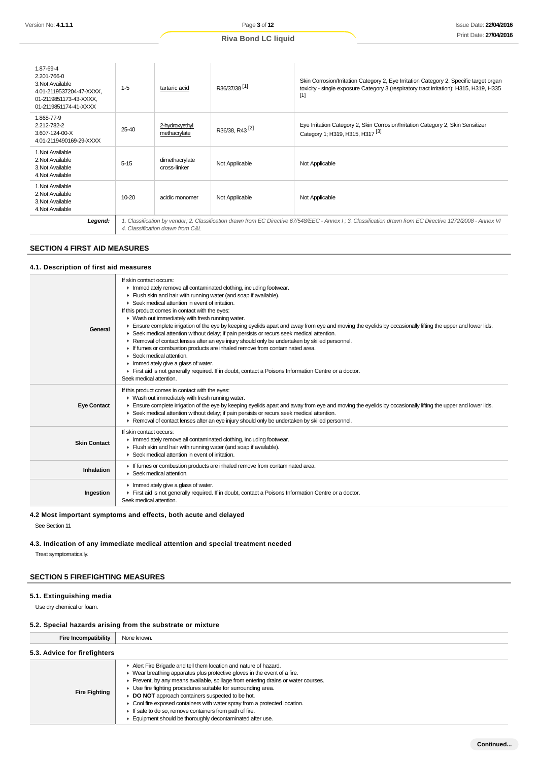| | | | | |
|---|---|---|---|---|
| 1.87-69-4<br>2.201-766-0<br>3.Not Available<br>4.01-2119537204-47-XXXX, 01-2119851173-43-XXXX, 01-2119851174-41-XXXX | 1-5 | tartaric acid | R36/37/38 [1] | Skin Corrosion/Irritation Category 2, Eye Irritation Category 2, Specific target organ toxicity - single exposure Category 3 (respiratory tract irritation); H315, H319, H335 [1] |
| 1.868-77-9<br>2.212-782-2<br>3.607-124-00-X<br>4.01-2119490169-29-XXXX | 25-40 | 2-hydroxyethyl methacrylate | R36/38, R43 [2] | Eye Irritation Category 2, Skin Corrosion/Irritation Category 2, Skin Sensitizer Category 1; H319, H315, H317 [3] |
| 1.Not Available<br>2.Not Available<br>3.Not Available<br>4.Not Available | 5-15 | dimethacrylate cross-linker | Not Applicable | Not Applicable |
| 1.Not Available<br>2.Not Available<br>3.Not Available<br>4.Not Available | 10-20 | acidic monomer | Not Applicable | Not Applicable |
| **Legend:** | *1. Classification by vendor; 2. Classification drawn from EC Directive 67/548/EEC - Annex I ; 3. Classification drawn from EC Directive 1272/2008 - Annex VI 4. Classification drawn from C&L* | | | |

## SECTION 4 FIRST AID MEASURES

### 4.1. Description of first aid measures

| | |
|---|---|
| **General** | If skin contact occurs:<br>▸ Immediately remove all contaminated clothing, including footwear.<br>▸ Flush skin and hair with running water (and soap if available).<br>▸ Seek medical attention in event of irritation.<br>If this product comes in contact with the eyes:<br>▸ Wash out immediately with fresh running water.<br>▸ Ensure complete irrigation of the eye by keeping eyelids apart and away from eye and moving the eyelids by occasionally lifting the upper and lower lids.<br>▸ Seek medical attention without delay; if pain persists or recurs seek medical attention.<br>▸ Removal of contact lenses after an eye injury should only be undertaken by skilled personnel.<br>▸ If fumes or combustion products are inhaled remove from contaminated area.<br>▸ Seek medical attention.<br>▸ Immediately give a glass of water.<br>▸ First aid is not generally required. If in doubt, contact a Poisons Information Centre or a doctor.<br>Seek medical attention. |
| **Eye Contact** | If this product comes in contact with the eyes:<br>▸ Wash out immediately with fresh running water.<br>▸ Ensure complete irrigation of the eye by keeping eyelids apart and away from eye and moving the eyelids by occasionally lifting the upper and lower lids.<br>▸ Seek medical attention without delay; if pain persists or recurs seek medical attention.<br>▸ Removal of contact lenses after an eye injury should only be undertaken by skilled personnel. |
| **Skin Contact** | If skin contact occurs:<br>▸ Immediately remove all contaminated clothing, including footwear.<br>▸ Flush skin and hair with running water (and soap if available).<br>▸ Seek medical attention in event of irritation. |
| **Inhalation** | ▸ If fumes or combustion products are inhaled remove from contaminated area.<br>▸ Seek medical attention. |
| **Ingestion** | ▸ Immediately give a glass of water.<br>▸ First aid is not generally required. If in doubt, contact a Poisons Information Centre or a doctor.<br>Seek medical attention. |

### 4.2 Most important symptoms and effects, both acute and delayed

See Section 11

### 4.3. Indication of any immediate medical attention and special treatment needed

Treat symptomatically.

## SECTION 5 FIREFIGHTING MEASURES

### 5.1. Extinguishing media

Use dry chemical or foam.

### 5.2. Special hazards arising from the substrate or mixture

| | |
|---|---|
| **Fire Incompatibility** | None known. |

### 5.3. Advice for firefighters

| | |
|---|---|
| **Fire Fighting** | ▸ Alert Fire Brigade and tell them location and nature of hazard.<br>▸ Wear breathing apparatus plus protective gloves in the event of a fire.<br>▸ Prevent, by any means available, spillage from entering drains or water courses.<br>▸ Use fire fighting procedures suitable for surrounding area.<br>▸ **DO NOT** approach containers suspected to be hot.<br>▸ Cool fire exposed containers with water spray from a protected location.<br>▸ If safe to do so, remove containers from path of fire.<br>▸ Equipment should be thoroughly decontaminated after use. |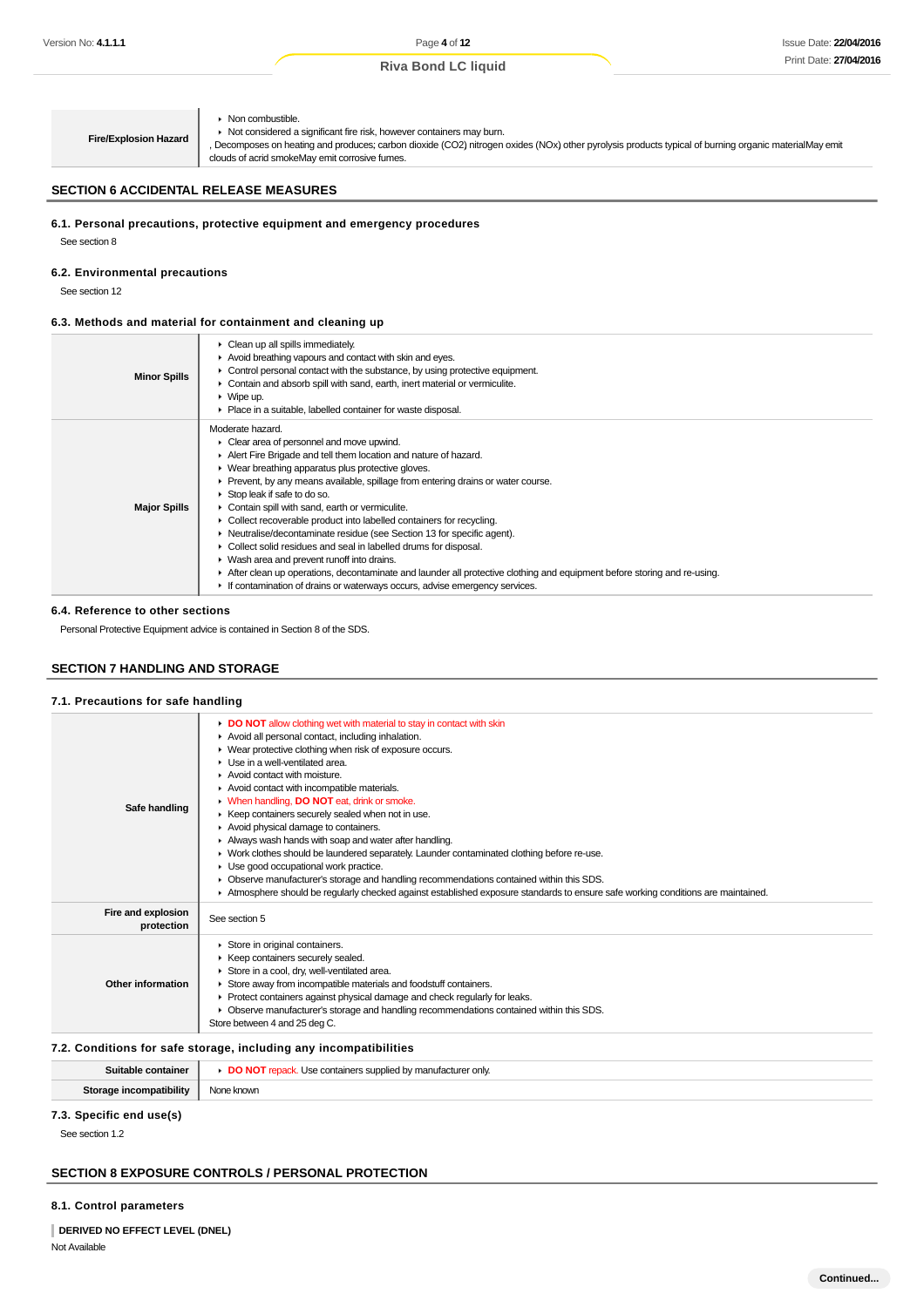| | |
|---|---|
| **Fire/Explosion Hazard** | ▸ Non combustible.<br>▸ Not considered a significant fire risk, however containers may burn.<br>, Decomposes on heating and produces; carbon dioxide ($CO_2$) nitrogen oxides (NOx) other pyrolysis products typical of burning organic materialMay emit clouds of acrid smokeMay emit corrosive fumes. |

## SECTION 6 ACCIDENTAL RELEASE MEASURES

### 6.1. Personal precautions, protective equipment and emergency procedures

See section 8

### 6.2. Environmental precautions

See section 12

### 6.3. Methods and material for containment and cleaning up

| | |
|---|---|
| **Minor Spills** | ▸ Clean up all spills immediately.<br>▸ Avoid breathing vapours and contact with skin and eyes.<br>▸ Control personal contact with the substance, by using protective equipment.<br>▸ Contain and absorb spill with sand, earth, inert material or vermiculite.<br>▸ Wipe up.<br>▸ Place in a suitable, labelled container for waste disposal. |
| **Major Spills** | Moderate hazard.<br>▸ Clear area of personnel and move upwind.<br>▸ Alert Fire Brigade and tell them location and nature of hazard.<br>▸ Wear breathing apparatus plus protective gloves.<br>▸ Prevent, by any means available, spillage from entering drains or water course.<br>▸ Stop leak if safe to do so.<br>▸ Contain spill with sand, earth or vermiculite.<br>▸ Collect recoverable product into labelled containers for recycling.<br>▸ Neutralise/decontaminate residue (see Section 13 for specific agent).<br>▸ Collect solid residues and seal in labelled drums for disposal.<br>▸ Wash area and prevent runoff into drains.<br>▸ After clean up operations, decontaminate and launder all protective clothing and equipment before storing and re-using.<br>▸ If contamination of drains or waterways occurs, advise emergency services. |

### 6.4. Reference to other sections

Personal Protective Equipment advice is contained in Section 8 of the SDS.

## SECTION 7 HANDLING AND STORAGE

### 7.1. Precautions for safe handling

| | |
|---|---|
| **Safe handling** | ▸ **DO NOT** allow clothing wet with material to stay in contact with skin<br>▸ Avoid all personal contact, including inhalation.<br>▸ Wear protective clothing when risk of exposure occurs.<br>▸ Use in a well-ventilated area.<br>▸ Avoid contact with moisture.<br>▸ Avoid contact with incompatible materials.<br>▸ When handling, **DO NOT** eat, drink or smoke.<br>▸ Keep containers securely sealed when not in use.<br>▸ Avoid physical damage to containers.<br>▸ Always wash hands with soap and water after handling.<br>▸ Work clothes should be laundered separately. Launder contaminated clothing before re-use.<br>▸ Use good occupational work practice.<br>▸ Observe manufacturer's storage and handling recommendations contained within this SDS.<br>▸ Atmosphere should be regularly checked against established exposure standards to ensure safe working conditions are maintained. |
| **Fire and explosion protection** | See section 5 |
| **Other information** | ▸ Store in original containers.<br>▸ Keep containers securely sealed.<br>▸ Store in a cool, dry, well-ventilated area.<br>▸ Store away from incompatible materials and foodstuff containers.<br>▸ Protect containers against physical damage and check regularly for leaks.<br>▸ Observe manufacturer's storage and handling recommendations contained within this SDS.<br>Store between 4 and 25 deg C. |

### 7.2. Conditions for safe storage, including any incompatibilities

| | |
|---|---|
| **Suitable container** | ▸ **DO NOT** repack. Use containers supplied by manufacturer only. |
| **Storage incompatibility** | None known |

### 7.3. Specific end use(s)

See section 1.2

## SECTION 8 EXPOSURE CONTROLS / PERSONAL PROTECTION

### 8.1. Control parameters

**DERIVED NO EFFECT LEVEL (DNEL)**

Not Available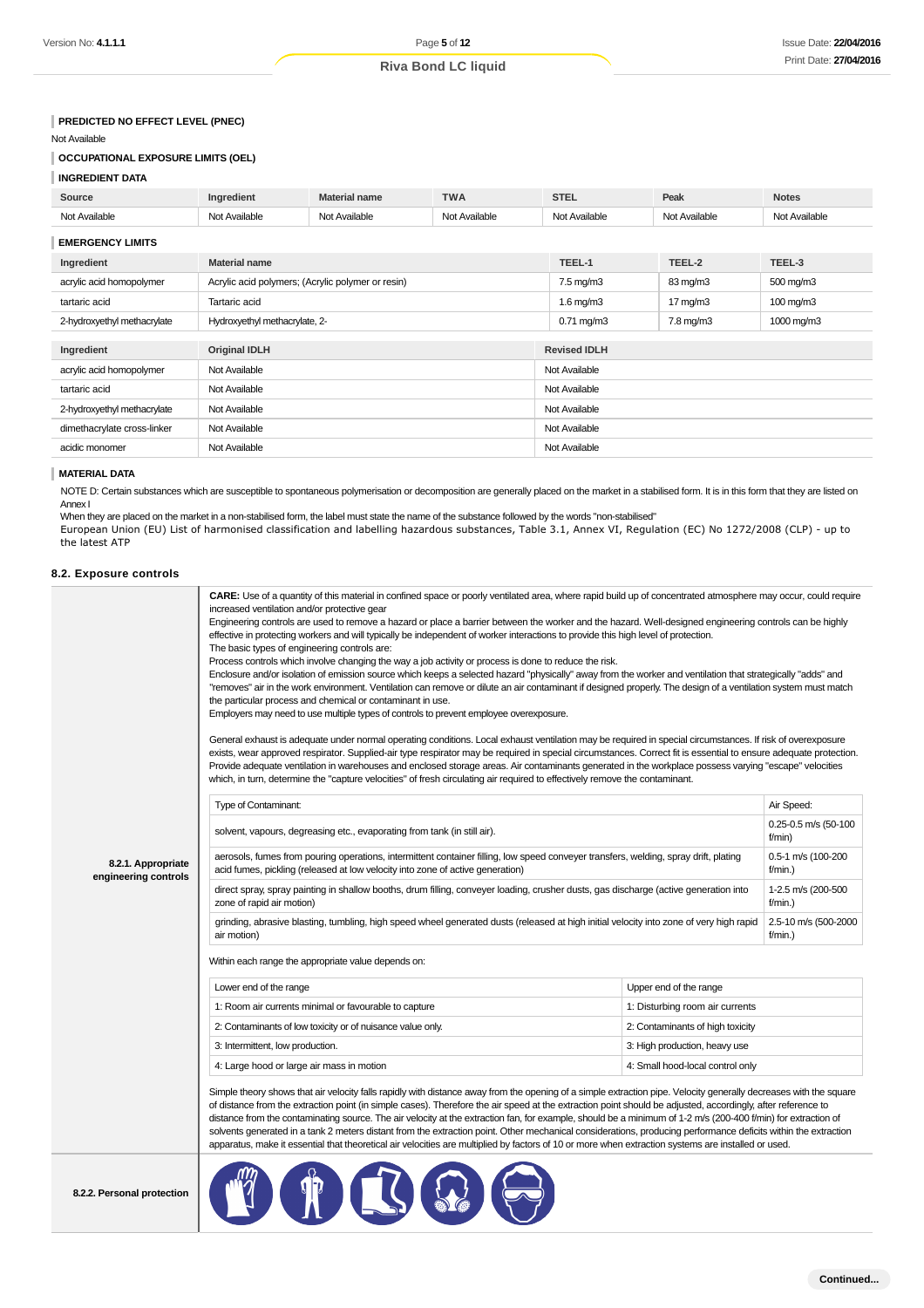### PREDICTED NO EFFECT LEVEL (PNEC)

Not Available

### OCCUPATIONAL EXPOSURE LIMITS (OEL)

### INGREDIENT DATA

| Source | Ingredient | Material name | TWA | STEL | Peak | Notes |
|---|---|---|---|---|---|---|
| Not Available | Not Available | Not Available | Not Available | Not Available | Not Available | Not Available |

### EMERGENCY LIMITS

| Ingredient | Material name | TEEL-1 | TEEL-2 | TEEL-3 |
|---|---|---|---|---|
| acrylic acid homopolymer | Acrylic acid polymers; (Acrylic polymer or resin) | 7.5 mg/m3 | 83 mg/m3 | 500 mg/m3 |
| tartaric acid | Tartaric acid | 1.6 mg/m3 | 17 mg/m3 | 100 mg/m3 |
| 2-hydroxyethyl methacrylate | Hydroxyethyl methacrylate, 2- | 0.71 mg/m3 | 7.8 mg/m3 | 1000 mg/m3 |

| Ingredient | Original IDLH | Revised IDLH |
|---|---|---|
| acrylic acid homopolymer | Not Available | Not Available |
| tartaric acid | Not Available | Not Available |
| 2-hydroxyethyl methacrylate | Not Available | Not Available |
| dimethacrylate cross-linker | Not Available | Not Available |
| acidic monomer | Not Available | Not Available |

### MATERIAL DATA

NOTE D: Certain substances which are susceptible to spontaneous polymerisation or decomposition are generally placed on the market in a stabilised form. It is in this form that they are listed on Annex I

When they are placed on the market in a non-stabilised form, the label must state the name of the substance followed by the words "non-stabilised"

European Union (EU) List of harmonised classification and labelling hazardous substances, Table 3.1, Annex VI, Regulation (EC) No 1272/2008 (CLP) - up to the latest ATP

## 8.2. Exposure controls

### 8.2.1. Appropriate engineering controls

**CARE:** Use of a quantity of this material in confined space or poorly ventilated area, where rapid build up of concentrated atmosphere may occur, could require increased ventilation and/or protective gear

Engineering controls are used to remove a hazard or place a barrier between the worker and the hazard. Well-designed engineering controls can be highly effective in protecting workers and will typically be independent of worker interactions to provide this high level of protection.

The basic types of engineering controls are:

Process controls which involve changing the way a job activity or process is done to reduce the risk.

Enclosure and/or isolation of emission source which keeps a selected hazard "physically" away from the worker and ventilation that strategically "adds" and "removes" air in the work environment. Ventilation can remove or dilute an air contaminant if designed properly. The design of a ventilation system must match the particular process and chemical or contaminant in use.

Employers may need to use multiple types of controls to prevent employee overexposure.

General exhaust is adequate under normal operating conditions. Local exhaust ventilation may be required in special circumstances. If risk of overexposure exists, wear approved respirator. Supplied-air type respirator may be required in special circumstances. Correct fit is essential to ensure adequate protection. Provide adequate ventilation in warehouses and enclosed storage areas. Air contaminants generated in the workplace possess varying "escape" velocities which, in turn, determine the "capture velocities" of fresh circulating air required to effectively remove the contaminant.

| Type of Contaminant: | Air Speed: |
|---|---|
| solvent, vapours, degreasing etc., evaporating from tank (in still air). | 0.25-0.5 m/s (50-100 f/min) |
| aerosols, fumes from pouring operations, intermittent container filling, low speed conveyer transfers, welding, spray drift, plating acid fumes, pickling (released at low velocity into zone of active generation) | 0.5-1 m/s (100-200 f/min.) |
| direct spray, spray painting in shallow booths, drum filling, conveyer loading, crusher dusts, gas discharge (active generation into zone of rapid air motion) | 1-2.5 m/s (200-500 f/min.) |
| grinding, abrasive blasting, tumbling, high speed wheel generated dusts (released at high initial velocity into zone of very high rapid air motion) | 2.5-10 m/s (500-2000 f/min.) |

Within each range the appropriate value depends on:

| Lower end of the range | Upper end of the range |
|---|---|
| 1: Room air currents minimal or favourable to capture | 1: Disturbing room air currents |
| 2: Contaminants of low toxicity or of nuisance value only. | 2: Contaminants of high toxicity |
| 3: Intermittent, low production. | 3: High production, heavy use |
| 4: Large hood or large air mass in motion | 4: Small hood-local control only |

Simple theory shows that air velocity falls rapidly with distance away from the opening of a simple extraction pipe. Velocity generally decreases with the square of distance from the extraction point (in simple cases). Therefore the air speed at the extraction point should be adjusted, accordingly, after reference to distance from the contaminating source. The air velocity at the extraction fan, for example, should be a minimum of 1-2 m/s (200-400 f/min) for extraction of solvents generated in a tank 2 meters distant from the extraction point. Other mechanical considerations, producing performance deficits within the extraction apparatus, make it essential that theoretical air velocities are multiplied by factors of 10 or more when extraction systems are installed or used.

### 8.2.2. Personal protection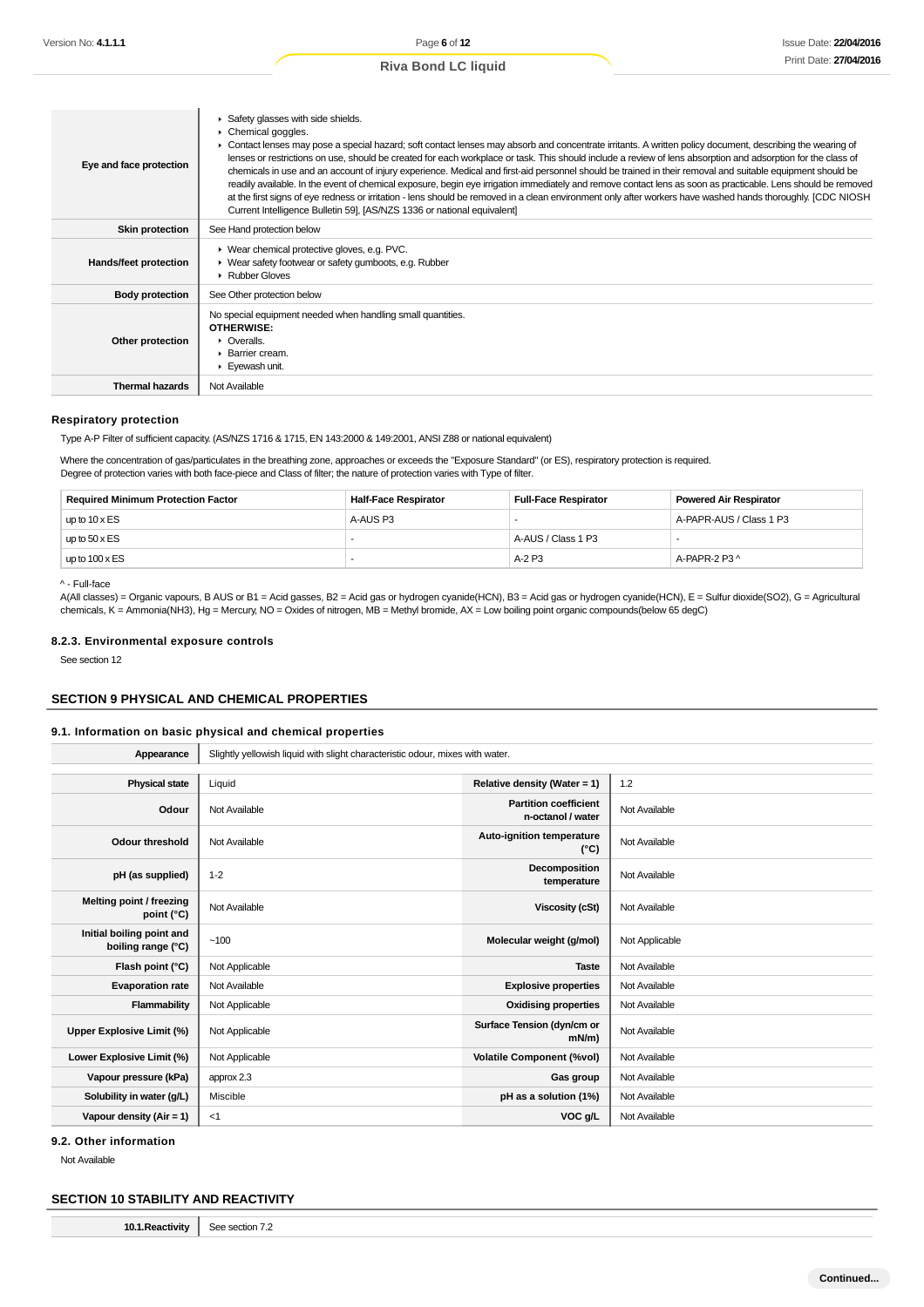| | |
|---|---|
| **Eye and face protection** | ▸ Safety glasses with side shields.<br>▸ Chemical goggles.<br>▸ Contact lenses may pose a special hazard; soft contact lenses may absorb and concentrate irritants. A written policy document, describing the wearing of lenses or restrictions on use, should be created for each workplace or task. This should include a review of lens absorption and adsorption for the class of chemicals in use and an account of injury experience. Medical and first-aid personnel should be trained in their removal and suitable equipment should be readily available. In the event of chemical exposure, begin eye irrigation immediately and remove contact lens as soon as practicable. Lens should be removed at the first signs of eye redness or irritation - lens should be removed in a clean environment only after workers have washed hands thoroughly. [CDC NIOSH Current Intelligence Bulletin 59], [AS/NZS 1336 or national equivalent] |
| **Skin protection** | See Hand protection below |
| **Hands/feet protection** | ▸ Wear chemical protective gloves, e.g. PVC.<br>▸ Wear safety footwear or safety gumboots, e.g. Rubber<br>▸ Rubber Gloves |
| **Body protection** | See Other protection below |
| **Other protection** | No special equipment needed when handling small quantities.<br>**OTHERWISE:**<br>▸ Overalls.<br>▸ Barrier cream.<br>▸ Eyewash unit. |
| **Thermal hazards** | Not Available |

### Respiratory protection

Type A-P Filter of sufficient capacity. (AS/NZS 1716 & 1715, EN 143:2000 & 149:2001, ANSI Z88 or national equivalent)

Where the concentration of gas/particulates in the breathing zone, approaches or exceeds the "Exposure Standard" (or ES), respiratory protection is required.
Degree of protection varies with both face-piece and Class of filter; the nature of protection varies with Type of filter.

| Required Minimum Protection Factor | Half-Face Respirator | Full-Face Respirator | Powered Air Respirator |
|---|---|---|---|
| up to 10 x ES | A-AUS P3 | - | A-PAPR-AUS / Class 1 P3 |
| up to 50 x ES | - | A-AUS / Class 1 P3 | - |
| up to 100 x ES | - | A-2 P3 | A-PAPR-2 P3 ^ |

^ - Full-face
A(All classes) = Organic vapours, B AUS or B1 = Acid gasses, B2 = Acid gas or hydrogen cyanide(HCN), B3 = Acid gas or hydrogen cyanide(HCN), E = Sulfur dioxide(SO2), G = Agricultural chemicals, K = Ammonia(NH3), Hg = Mercury, NO = Oxides of nitrogen, MB = Methyl bromide, AX = Low boiling point organic compounds(below 65 degC)

### 8.2.3. Environmental exposure controls

See section 12

## SECTION 9 PHYSICAL AND CHEMICAL PROPERTIES

### 9.1. Information on basic physical and chemical properties

| | | | |
|---|---|---|---|
| **Appearance** | Slightly yellowish liquid with slight characteristic odour, mixes with water. | | |
| **Physical state** | Liquid | **Relative density (Water = 1)** | 1.2 |
| **Odour** | Not Available | **Partition coefficient n-octanol / water** | Not Available |
| **Odour threshold** | Not Available | **Auto-ignition temperature (°C)** | Not Available |
| **pH (as supplied)** | 1-2 | **Decomposition temperature** | Not Available |
| **Melting point / freezing point (°C)** | Not Available | **Viscosity (cSt)** | Not Available |
| **Initial boiling point and boiling range (°C)** | ~100 | **Molecular weight (g/mol)** | Not Applicable |
| **Flash point (°C)** | Not Applicable | **Taste** | Not Available |
| **Evaporation rate** | Not Available | **Explosive properties** | Not Available |
| **Flammability** | Not Applicable | **Oxidising properties** | Not Available |
| **Upper Explosive Limit (%)** | Not Applicable | **Surface Tension (dyn/cm or mN/m)** | Not Available |
| **Lower Explosive Limit (%)** | Not Applicable | **Volatile Component (%vol)** | Not Available |
| **Vapour pressure (kPa)** | approx 2.3 | **Gas group** | Not Available |
| **Solubility in water (g/L)** | Miscible | **pH as a solution (1%)** | Not Available |
| **Vapour density (Air = 1)** | <1 | **VOC g/L** | Not Available |

### 9.2. Other information

Not Available

## SECTION 10 STABILITY AND REACTIVITY

| | |
|---|---|
| **10.1.Reactivity** | See section 7.2 |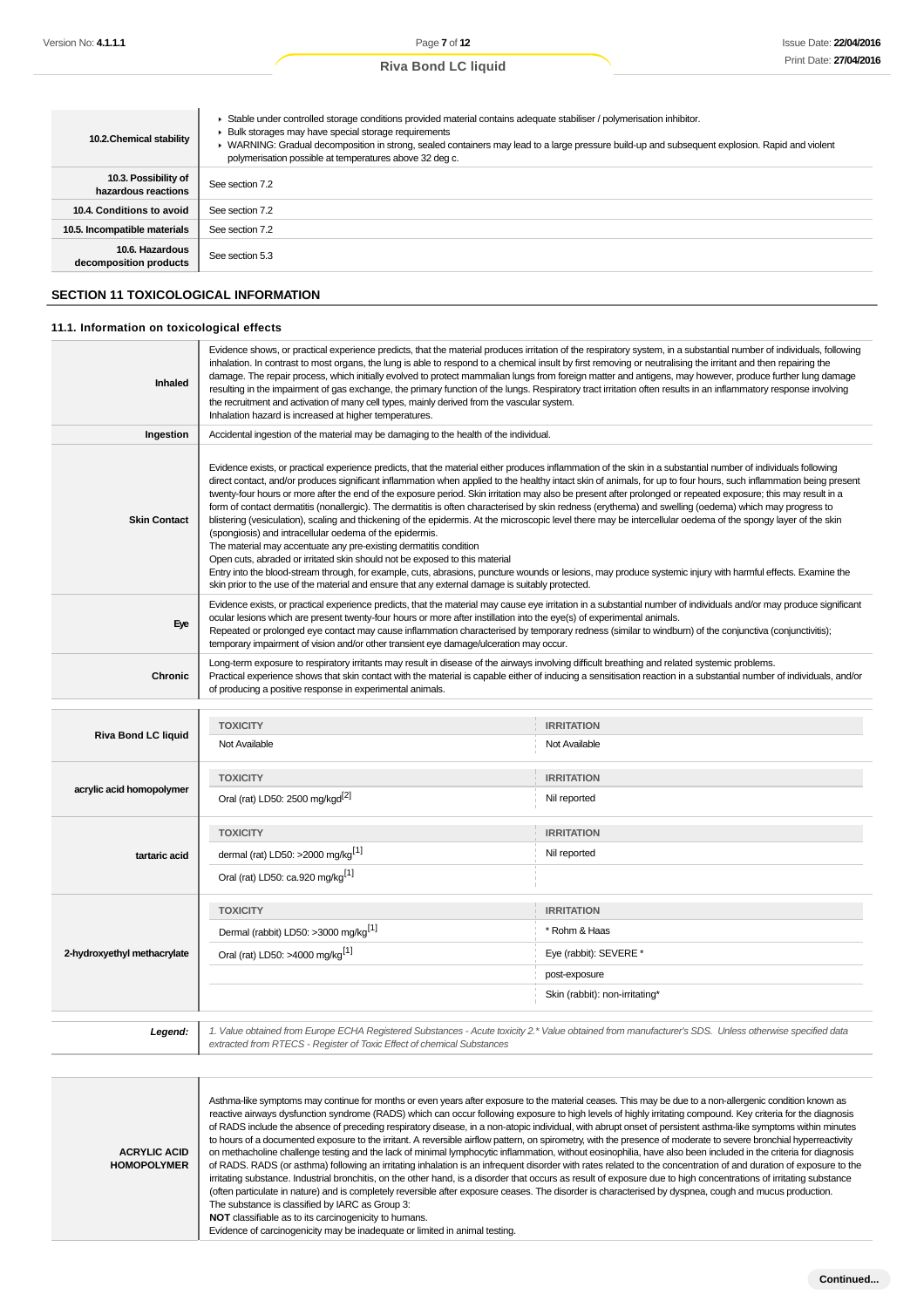| | |
|---|---|
| **10.2.Chemical stability** | ▸ Stable under controlled storage conditions provided material contains adequate stabiliser / polymerisation inhibitor.<br>▸ Bulk storages may have special storage requirements<br>▸ WARNING: Gradual decomposition in strong, sealed containers may lead to a large pressure build-up and subsequent explosion. Rapid and violent polymerisation possible at temperatures above 32 deg c. |
| **10.3. Possibility of hazardous reactions** | See section 7.2 |
| **10.4. Conditions to avoid** | See section 7.2 |
| **10.5. Incompatible materials** | See section 7.2 |
| **10.6. Hazardous decomposition products** | See section 5.3 |

## SECTION 11 TOXICOLOGICAL INFORMATION

### 11.1. Information on toxicological effects

| | |
|---|---|
| **Inhaled** | Evidence shows, or practical experience predicts, that the material produces irritation of the respiratory system, in a substantial number of individuals, following inhalation. In contrast to most organs, the lung is able to respond to a chemical insult by first removing or neutralising the irritant and then repairing the damage. The repair process, which initially evolved to protect mammalian lungs from foreign matter and antigens, may however, produce further lung damage resulting in the impairment of gas exchange, the primary function of the lungs. Respiratory tract irritation often results in an inflammatory response involving the recruitment and activation of many cell types, mainly derived from the vascular system.<br>Inhalation hazard is increased at higher temperatures. |
| **Ingestion** | Accidental ingestion of the material may be damaging to the health of the individual. |
| **Skin Contact** | Evidence exists, or practical experience predicts, that the material either produces inflammation of the skin in a substantial number of individuals following direct contact, and/or produces significant inflammation when applied to the healthy intact skin of animals, for up to four hours, such inflammation being present twenty-four hours or more after the end of the exposure period. Skin irritation may also be present after prolonged or repeated exposure; this may result in a form of contact dermatitis (nonallergic). The dermatitis is often characterised by skin redness (erythema) and swelling (oedema) which may progress to blistering (vesiculation), scaling and thickening of the epidermis. At the microscopic level there may be intercellular oedema of the spongy layer of the skin (spongiosis) and intracellular oedema of the epidermis.<br>The material may accentuate any pre-existing dermatitis condition<br>Open cuts, abraded or irritated skin should not be exposed to this material<br>Entry into the blood-stream through, for example, cuts, abrasions, puncture wounds or lesions, may produce systemic injury with harmful effects. Examine the skin prior to the use of the material and ensure that any external damage is suitably protected. |
| **Eye** | Evidence exists, or practical experience predicts, that the material may cause eye irritation in a substantial number of individuals and/or may produce significant ocular lesions which are present twenty-four hours or more after instillation into the eye(s) of experimental animals.<br>Repeated or prolonged eye contact may cause inflammation characterised by temporary redness (similar to windburn) of the conjunctiva (conjunctivitis); temporary impairment of vision and/or other transient eye damage/ulceration may occur. |
| **Chronic** | Long-term exposure to respiratory irritants may result in disease of the airways involving difficult breathing and related systemic problems.<br>Practical experience shows that skin contact with the material is capable either of inducing a sensitisation reaction in a substantial number of individuals, and/or of producing a positive response in experimental animals. |

| | TOXICITY | IRRITATION |
|---|---|---|
| **Riva Bond LC liquid** | Not Available | Not Available |
| **acrylic acid homopolymer** | Oral (rat) LD50: 2500 mg/kgd[2] | Nil reported |
| **tartaric acid** | dermal (rat) LD50: >2000 mg/kg[1] | Nil reported |
| | Oral (rat) LD50: ca.920 mg/kg[1] | |
| **2-hydroxyethyl methacrylate** | Dermal (rabbit) LD50: >3000 mg/kg[1] | * Rohm & Haas |
| | Oral (rat) LD50: >4000 mg/kg[1] | Eye (rabbit): SEVERE * |
| | | post-exposure |
| | | Skin (rabbit): non-irritating* |

| | |
|---|---|
| ***Legend:*** | *1. Value obtained from Europe ECHA Registered Substances - Acute toxicity 2.* Value obtained from manufacturer's SDS. Unless otherwise specified data extracted from RTECS - Register of Toxic Effect of chemical Substances* |

| | |
|---|---|
| **ACRYLIC ACID HOMOPOLYMER** | Asthma-like symptoms may continue for months or even years after exposure to the material ceases. This may be due to a non-allergenic condition known as reactive airways dysfunction syndrome (RADS) which can occur following exposure to high levels of highly irritating compound. Key criteria for the diagnosis of RADS include the absence of preceding respiratory disease, in a non-atopic individual, with abrupt onset of persistent asthma-like symptoms within minutes to hours of a documented exposure to the irritant. A reversible airflow pattern, on spirometry, with the presence of moderate to severe bronchial hyperreactivity on methacholine challenge testing and the lack of minimal lymphocytic inflammation, without eosinophilia, have also been included in the criteria for diagnosis of RADS. RADS (or asthma) following an irritating inhalation is an infrequent disorder with rates related to the concentration of and duration of exposure to the irritating substance. Industrial bronchitis, on the other hand, is a disorder that occurs as result of exposure due to high concentrations of irritating substance (often particulate in nature) and is completely reversible after exposure ceases. The disorder is characterised by dyspnea, cough and mucus production.<br>The substance is classified by IARC as Group 3:<br>**NOT** classifiable as to its carcinogenicity to humans.<br>Evidence of carcinogenicity may be inadequate or limited in animal testing. |

**Continued...**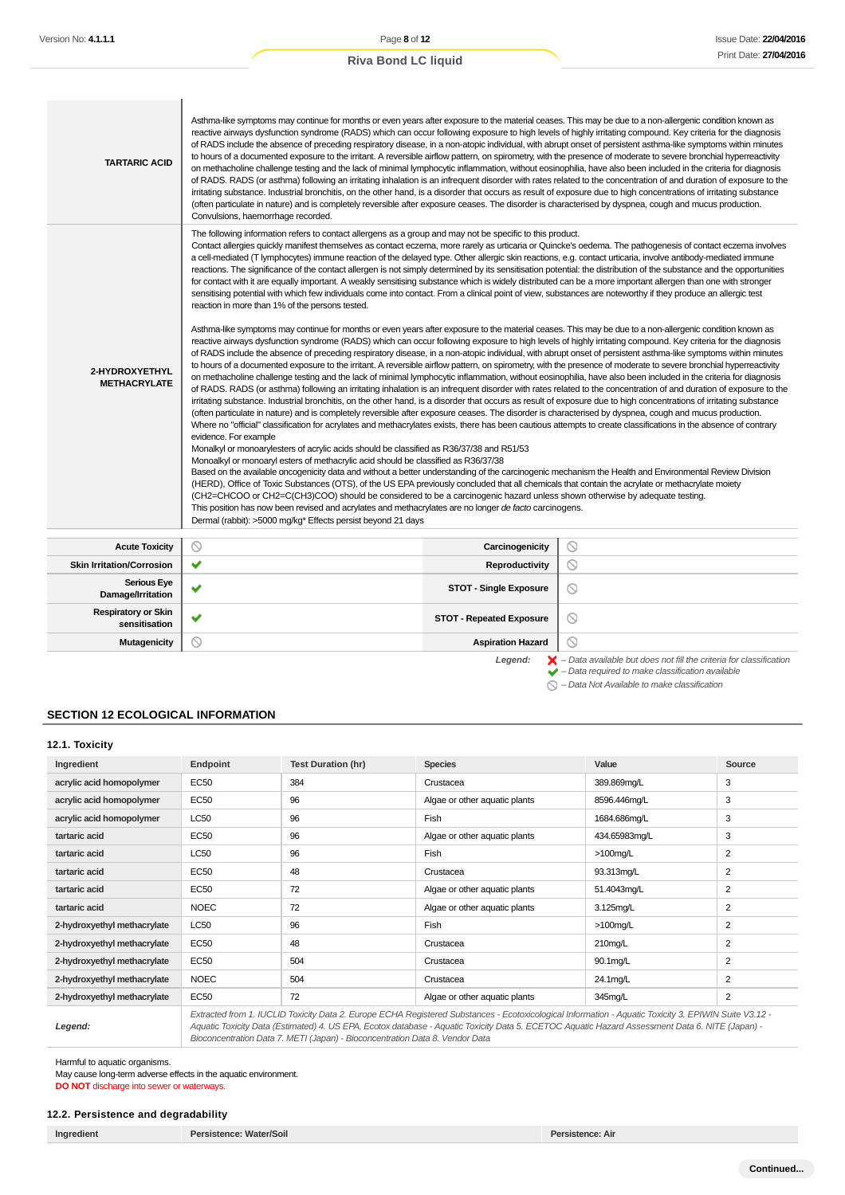| | |
|---|---|
| **TARTARIC ACID** | Asthma-like symptoms may continue for months or even years after exposure to the material ceases. This may be due to a non-allergenic condition known as reactive airways dysfunction syndrome (RADS) which can occur following exposure to high levels of highly irritating compound. Key criteria for the diagnosis of RADS include the absence of preceding respiratory disease, in a non-atopic individual, with abrupt onset of persistent asthma-like symptoms within minutes to hours of a documented exposure to the irritant. A reversible airflow pattern, on spirometry, with the presence of moderate to severe bronchial hyperreactivity on methacholine challenge testing and the lack of minimal lymphocytic inflammation, without eosinophilia, have also been included in the criteria for diagnosis of RADS. RADS (or asthma) following an irritating inhalation is an infrequent disorder with rates related to the concentration of and duration of exposure to the irritating substance. Industrial bronchitis, on the other hand, is a disorder that occurs as result of exposure due to high concentrations of irritating substance (often particulate in nature) and is completely reversible after exposure ceases. The disorder is characterised by dyspnea, cough and mucus production. Convulsions, haemorrhage recorded. |
| **2-HYDROXYETHYL METHACRYLATE** | The following information refers to contact allergens as a group and may not be specific to this product. Contact allergies quickly manifest themselves as contact eczema, more rarely as urticaria or Quincke's oedema. The pathogenesis of contact eczema involves a cell-mediated (T lymphocytes) immune reaction of the delayed type. Other allergic skin reactions, e.g. contact urticaria, involve antibody-mediated immune reactions. The significance of the contact allergen is not simply determined by its sensitisation potential: the distribution of the substance and the opportunities for contact with it are equally important. A weakly sensitising substance which is widely distributed can be a more important allergen than one with stronger sensitising potential with which few individuals come into contact. From a clinical point of view, substances are noteworthy if they produce an allergic test reaction in more than 1% of the persons tested.<br><br>Asthma-like symptoms may continue for months or even years after exposure to the material ceases. This may be due to a non-allergenic condition known as reactive airways dysfunction syndrome (RADS) which can occur following exposure to high levels of highly irritating compound. Key criteria for the diagnosis of RADS include the absence of preceding respiratory disease, in a non-atopic individual, with abrupt onset of persistent asthma-like symptoms within minutes to hours of a documented exposure to the irritant. A reversible airflow pattern, on spirometry, with the presence of moderate to severe bronchial hyperreactivity on methacholine challenge testing and the lack of minimal lymphocytic inflammation, without eosinophilia, have also been included in the criteria for diagnosis of RADS. RADS (or asthma) following an irritating inhalation is an infrequent disorder with rates related to the concentration of and duration of exposure to the irritating substance. Industrial bronchitis, on the other hand, is a disorder that occurs as result of exposure due to high concentrations of irritating substance (often particulate in nature) and is completely reversible after exposure ceases. The disorder is characterised by dyspnea, cough and mucus production.<br>Where no "official" classification for acrylates and methacrylates exists, there has been cautious attempts to create classifications in the absence of contrary evidence. For example<br>Monalkyl or monoarylesters of acrylic acids should be classified as R36/37/38 and R51/53<br>Monoalkyl or monoaryl esters of methacrylic acid should be classified as R36/37/38<br>Based on the available oncogenicity data and without a better understanding of the carcinogenic mechanism the Health and Environmental Review Division (HERD), Office of Toxic Substances (OTS), of the US EPA previously concluded that all chemicals that contain the acrylate or methacrylate moiety (CH2=CHCOO or CH2=C(CH3)COO) should be considered to be a carcinogenic hazard unless shown otherwise by adequate testing.<br>This position has now been revised and acrylates and methacrylates are no longer *de facto* carcinogens.<br>Dermal (rabbit): >5000 mg/kg* Effects persist beyond 21 days |

| | | | |
|---|---|---|---|
| **Acute Toxicity** | ⃠ | **Carcinogenicity** | ⃠ |
| **Skin Irritation/Corrosion** | ✔ | **Reproductivity** | ⃠ |
| **Serious Eye Damage/Irritation** | ✔ | **STOT - Single Exposure** | ⃠ |
| **Respiratory or Skin sensitisation** | ✔ | **STOT - Repeated Exposure** | ⃠ |
| **Mutagenicity** | ⃠ | **Aspiration Hazard** | ⃠ |

*Legend:* ✘ – Data available but does not fill the criteria for classification
✔ – Data required to make classification available
⃠ – Data Not Available to make classification

## SECTION 12 ECOLOGICAL INFORMATION

### 12.1. Toxicity

| Ingredient | Endpoint | Test Duration (hr) | Species | Value | Source |
|---|---|---|---|---|---|
| **acrylic acid homopolymer** | EC50 | 384 | Crustacea | 389.869mg/L | 3 |
| **acrylic acid homopolymer** | EC50 | 96 | Algae or other aquatic plants | 8596.446mg/L | 3 |
| **acrylic acid homopolymer** | LC50 | 96 | Fish | 1684.686mg/L | 3 |
| **tartaric acid** | EC50 | 96 | Algae or other aquatic plants | 434.65983mg/L | 3 |
| **tartaric acid** | LC50 | 96 | Fish | >100mg/L | 2 |
| **tartaric acid** | EC50 | 48 | Crustacea | 93.313mg/L | 2 |
| **tartaric acid** | EC50 | 72 | Algae or other aquatic plants | 51.4043mg/L | 2 |
| **tartaric acid** | NOEC | 72 | Algae or other aquatic plants | 3.125mg/L | 2 |
| **2-hydroxyethyl methacrylate** | LC50 | 96 | Fish | >100mg/L | 2 |
| **2-hydroxyethyl methacrylate** | EC50 | 48 | Crustacea | 210mg/L | 2 |
| **2-hydroxyethyl methacrylate** | EC50 | 504 | Crustacea | 90.1mg/L | 2 |
| **2-hydroxyethyl methacrylate** | NOEC | 504 | Crustacea | 24.1mg/L | 2 |
| **2-hydroxyethyl methacrylate** | EC50 | 72 | Algae or other aquatic plants | 345mg/L | 2 |
| ***Legend:*** | *Extracted from 1. IUCLID Toxicity Data 2. Europe ECHA Registered Substances - Ecotoxicological Information - Aquatic Toxicity 3. EPIWIN Suite V3.12 - Aquatic Toxicity Data (Estimated) 4. US EPA, Ecotox database - Aquatic Toxicity Data 5. ECETOC Aquatic Hazard Assessment Data 6. NITE (Japan) - Bioconcentration Data 7. METI (Japan) - Bioconcentration Data 8. Vendor Data* | | | | |

Harmful to aquatic organisms.
May cause long-term adverse effects in the aquatic environment.
**DO NOT** discharge into sewer or waterways.

### 12.2. Persistence and degradability

| Ingredient | Persistence: Water/Soil | Persistence: Air |
|---|---|---|

Continued...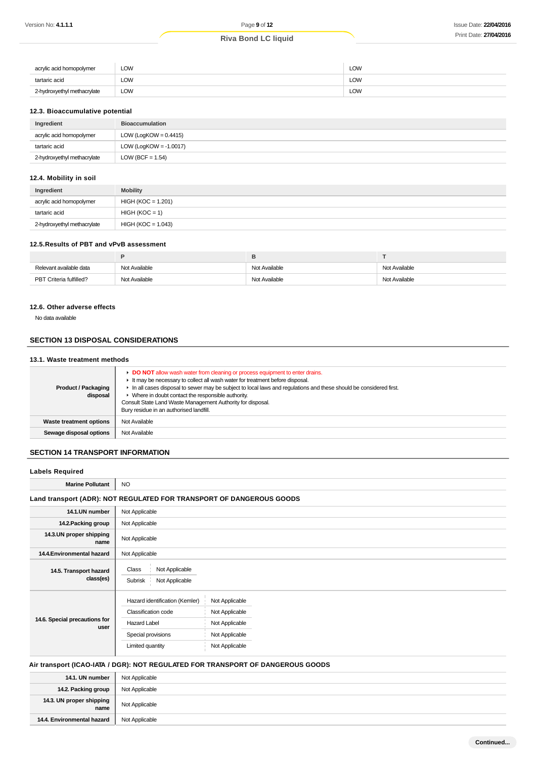| | | |
|---|---|---|
| acrylic acid homopolymer | LOW | LOW |
| tartaric acid | LOW | LOW |
| 2-hydroxyethyl methacrylate | LOW | LOW |

### 12.3. Bioaccumulative potential

| Ingredient | Bioaccumulation |
|---|---|
| acrylic acid homopolymer | LOW (LogKOW = 0.4415) |
| tartaric acid | LOW (LogKOW = -1.0017) |
| 2-hydroxyethyl methacrylate | LOW (BCF = 1.54) |

### 12.4. Mobility in soil

| Ingredient | Mobility |
|---|---|
| acrylic acid homopolymer | HIGH (KOC = 1.201) |
| tartaric acid | HIGH (KOC = 1) |
| 2-hydroxyethyl methacrylate | HIGH (KOC = 1.043) |

### 12.5.Results of PBT and vPvB assessment

| | P | B | T |
|---|---|---|---|
| Relevant available data | Not Available | Not Available | Not Available |
| PBT Criteria fulfilled? | Not Available | Not Available | Not Available |

### 12.6. Other adverse effects

No data available

## SECTION 13 DISPOSAL CONSIDERATIONS

### 13.1. Waste treatment methods

| | |
|---|---|
| **Product / Packaging disposal** | ▸ **DO NOT** allow wash water from cleaning or process equipment to enter drains.<br>▸ It may be necessary to collect all wash water for treatment before disposal.<br>▸ In all cases disposal to sewer may be subject to local laws and regulations and these should be considered first.<br>▸ Where in doubt contact the responsible authority.<br>Consult State Land Waste Management Authority for disposal.<br>Bury residue in an authorised landfill. |
| **Waste treatment options** | Not Available |
| **Sewage disposal options** | Not Available |

## SECTION 14 TRANSPORT INFORMATION

### Labels Required

| | |
|---|---|
| **Marine Pollutant** | NO |

### Land transport (ADR): NOT REGULATED FOR TRANSPORT OF DANGEROUS GOODS

| | |
|---|---|
| **14.1.UN number** | Not Applicable |
| **14.2.Packing group** | Not Applicable |
| **14.3.UN proper shipping name** | Not Applicable |
| **14.4.Environmental hazard** | Not Applicable |
| **14.5. Transport hazard class(es)** | Class: Not Applicable<br>Subrisk: Not Applicable |
| **14.6. Special precautions for user** | Hazard identification (Kemler): Not Applicable<br>Classification code: Not Applicable<br>Hazard Label: Not Applicable<br>Special provisions: Not Applicable<br>Limited quantity: Not Applicable |

### Air transport (ICAO-IATA / DGR): NOT REGULATED FOR TRANSPORT OF DANGEROUS GOODS

| | |
|---|---|
| **14.1. UN number** | Not Applicable |
| **14.2. Packing group** | Not Applicable |
| **14.3. UN proper shipping name** | Not Applicable |
| **14.4. Environmental hazard** | Not Applicable |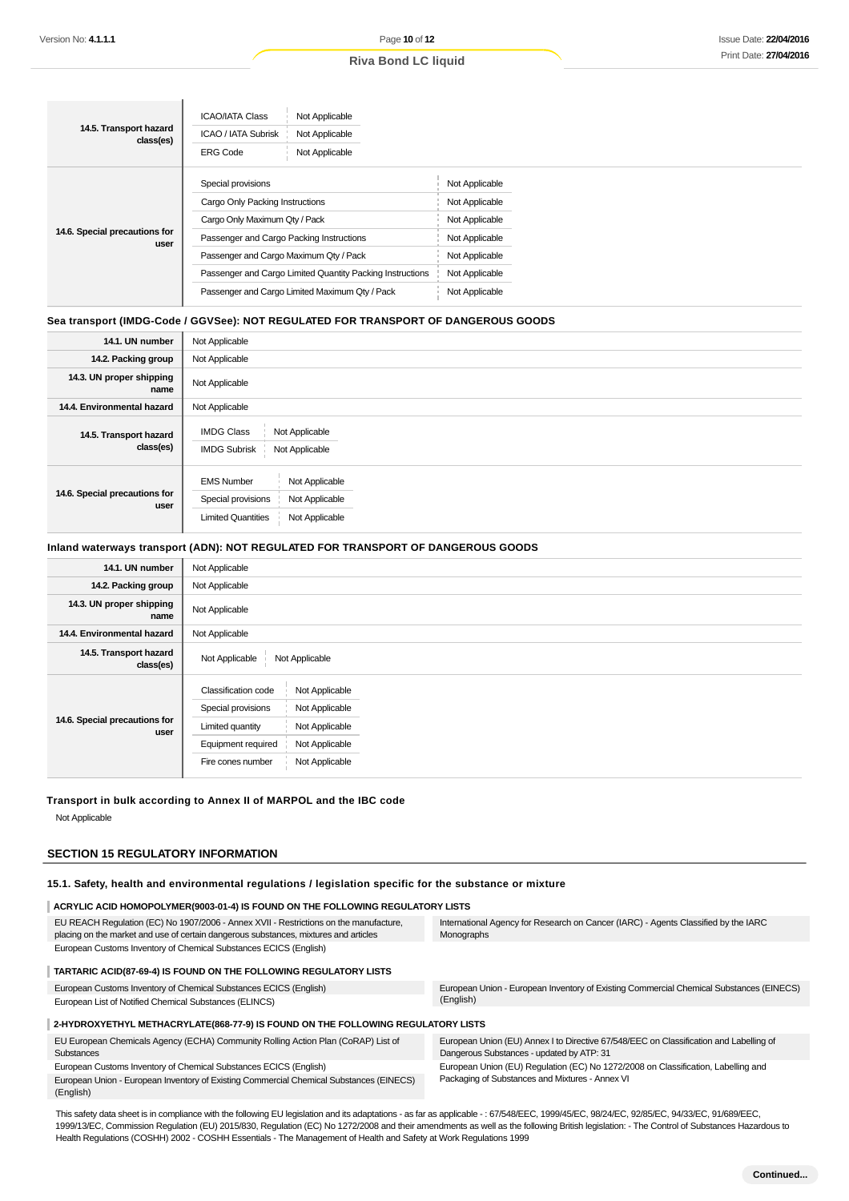| | |
|---|---|
| **14.5. Transport hazard class(es)** | ICAO/IATA Class: Not Applicable<br>ICAO / IATA Subrisk: Not Applicable<br>ERG Code: Not Applicable |
| **14.6. Special precautions for user** | Special provisions: Not Applicable<br>Cargo Only Packing Instructions: Not Applicable<br>Cargo Only Maximum Qty / Pack: Not Applicable<br>Passenger and Cargo Packing Instructions: Not Applicable<br>Passenger and Cargo Maximum Qty / Pack: Not Applicable<br>Passenger and Cargo Limited Quantity Packing Instructions: Not Applicable<br>Passenger and Cargo Limited Maximum Qty / Pack: Not Applicable |

**Sea transport (IMDG-Code / GGVSee): NOT REGULATED FOR TRANSPORT OF DANGEROUS GOODS**

| | |
|---|---|
| **14.1. UN number** | Not Applicable |
| **14.2. Packing group** | Not Applicable |
| **14.3. UN proper shipping name** | Not Applicable |
| **14.4. Environmental hazard** | Not Applicable |
| **14.5. Transport hazard class(es)** | IMDG Class: Not Applicable<br>IMDG Subrisk: Not Applicable |
| **14.6. Special precautions for user** | EMS Number: Not Applicable<br>Special provisions: Not Applicable<br>Limited Quantities: Not Applicable |

**Inland waterways transport (ADN): NOT REGULATED FOR TRANSPORT OF DANGEROUS GOODS**

| | |
|---|---|
| **14.1. UN number** | Not Applicable |
| **14.2. Packing group** | Not Applicable |
| **14.3. UN proper shipping name** | Not Applicable |
| **14.4. Environmental hazard** | Not Applicable |
| **14.5. Transport hazard class(es)** | Not Applicable / Not Applicable |
| **14.6. Special precautions for user** | Classification code: Not Applicable<br>Special provisions: Not Applicable<br>Limited quantity: Not Applicable<br>Equipment required: Not Applicable<br>Fire cones number: Not Applicable |

**Transport in bulk according to Annex II of MARPOL and the IBC code**

Not Applicable

## SECTION 15 REGULATORY INFORMATION

### 15.1. Safety, health and environmental regulations / legislation specific for the substance or mixture

**ACRYLIC ACID HOMOPOLYMER(9003-01-4) IS FOUND ON THE FOLLOWING REGULATORY LISTS**

| | |
|---|---|
| EU REACH Regulation (EC) No 1907/2006 - Annex XVII - Restrictions on the manufacture, placing on the market and use of certain dangerous substances, mixtures and articles | International Agency for Research on Cancer (IARC) - Agents Classified by the IARC Monographs |
| European Customs Inventory of Chemical Substances ECICS (English) | |

**TARTARIC ACID(87-69-4) IS FOUND ON THE FOLLOWING REGULATORY LISTS**

| | |
|---|---|
| European Customs Inventory of Chemical Substances ECICS (English) | European Union - European Inventory of Existing Commercial Chemical Substances (EINECS) (English) |
| European List of Notified Chemical Substances (ELINCS) | |

**2-HYDROXYETHYL METHACRYLATE(868-77-9) IS FOUND ON THE FOLLOWING REGULATORY LISTS**

| | |
|---|---|
| EU European Chemicals Agency (ECHA) Community Rolling Action Plan (CoRAP) List of Substances | European Union (EU) Annex I to Directive 67/548/EEC on Classification and Labelling of Dangerous Substances - updated by ATP: 31 |
| European Customs Inventory of Chemical Substances ECICS (English) | European Union (EU) Regulation (EC) No 1272/2008 on Classification, Labelling and Packaging of Substances and Mixtures - Annex VI |
| European Union - European Inventory of Existing Commercial Chemical Substances (EINECS) (English) | |

This safety data sheet is in compliance with the following EU legislation and its adaptations - as far as applicable - : 67/548/EEC, 1999/45/EC, 98/24/EC, 92/85/EC, 94/33/EC, 91/689/EEC, 1999/13/EC, Commission Regulation (EU) 2015/830, Regulation (EC) No 1272/2008 and their amendments as well as the following British legislation: - The Control of Substances Hazardous to Health Regulations (COSHH) 2002 - COSHH Essentials - The Management of Health and Safety at Work Regulations 1999

**Continued...**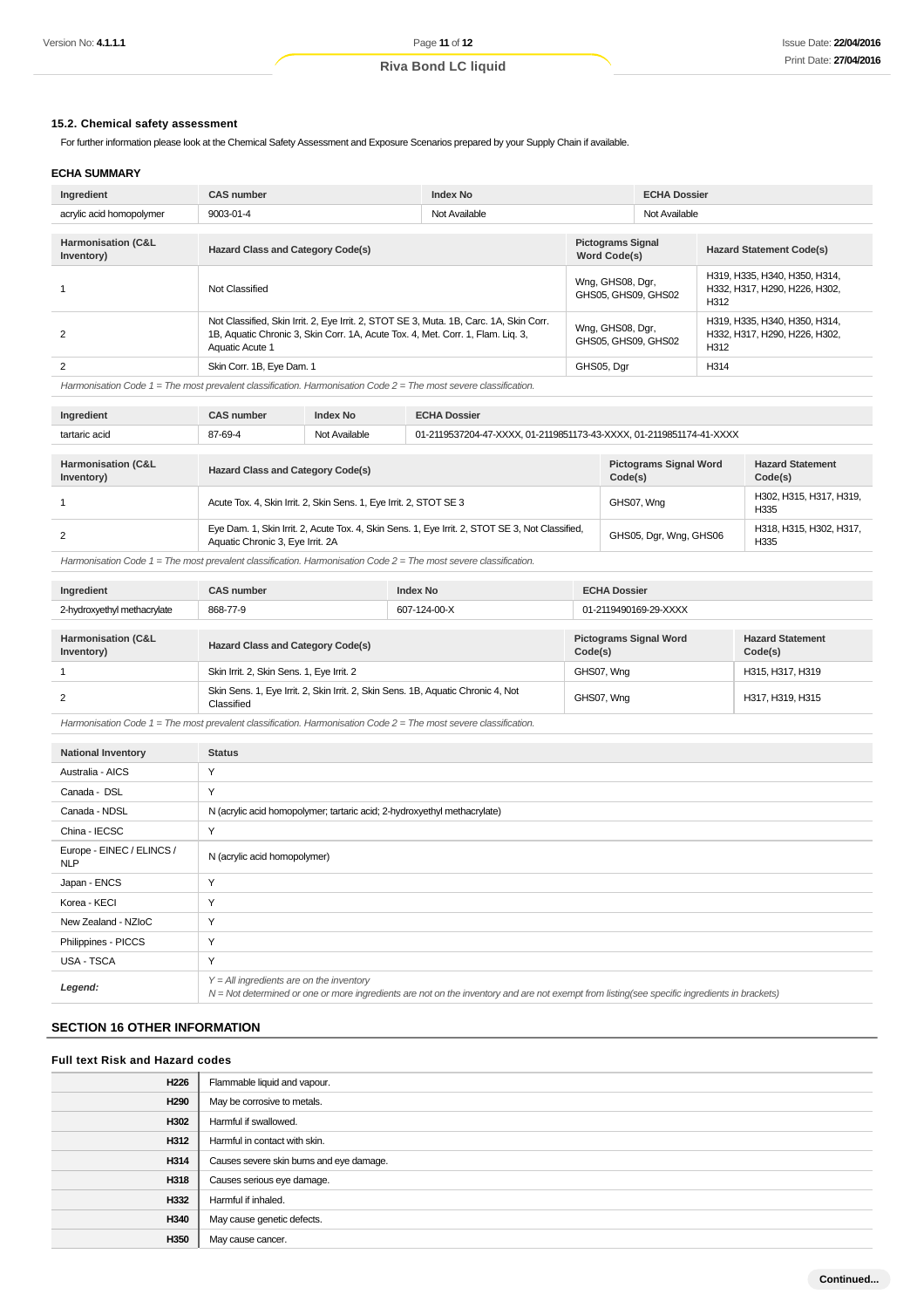### 15.2. Chemical safety assessment

For further information please look at the Chemical Safety Assessment and Exposure Scenarios prepared by your Supply Chain if available.

### ECHA SUMMARY

| Ingredient | CAS number | Index No | ECHA Dossier |
|---|---|---|---|
| acrylic acid homopolymer | 9003-01-4 | Not Available | Not Available |

| Harmonisation (C&L Inventory) | Hazard Class and Category Code(s) | Pictograms Signal Word Code(s) | Hazard Statement Code(s) |
|---|---|---|---|
| 1 | Not Classified | Wng, GHS08, Dgr, GHS05, GHS09, GHS02 | H319, H335, H340, H350, H314, H332, H317, H290, H226, H302, H312 |
| 2 | Not Classified, Skin Irrit. 2, Eye Irrit. 2, STOT SE 3, Muta. 1B, Carc. 1A, Skin Corr. 1B, Aquatic Chronic 3, Skin Corr. 1A, Acute Tox. 4, Met. Corr. 1, Flam. Liq. 3, Aquatic Acute 1 | Wng, GHS08, Dgr, GHS05, GHS09, GHS02 | H319, H335, H340, H350, H314, H332, H317, H290, H226, H302, H312 |
| 2 | Skin Corr. 1B, Eye Dam. 1 | GHS05, Dgr | H314 |

*Harmonisation Code 1 = The most prevalent classification. Harmonisation Code 2 = The most severe classification.*

| Ingredient | CAS number | Index No | ECHA Dossier |
|---|---|---|---|
| tartaric acid | 87-69-4 | Not Available | 01-2119537204-47-XXXX, 01-2119851173-43-XXXX, 01-2119851174-41-XXXX |

| Harmonisation (C&L Inventory) | Hazard Class and Category Code(s) | Pictograms Signal Word Code(s) | Hazard Statement Code(s) |
|---|---|---|---|
| 1 | Acute Tox. 4, Skin Irrit. 2, Skin Sens. 1, Eye Irrit. 2, STOT SE 3 | GHS07, Wng | H302, H315, H317, H319, H335 |
| 2 | Eye Dam. 1, Skin Irrit. 2, Acute Tox. 4, Skin Sens. 1, Eye Irrit. 2, STOT SE 3, Not Classified, Aquatic Chronic 3, Eye Irrit. 2A | GHS05, Dgr, Wng, GHS06 | H318, H315, H302, H317, H335 |

*Harmonisation Code 1 = The most prevalent classification. Harmonisation Code 2 = The most severe classification.*

| Ingredient | CAS number | Index No | ECHA Dossier |
|---|---|---|---|
| 2-hydroxyethyl methacrylate | 868-77-9 | 607-124-00-X | 01-2119490169-29-XXXX |

| Harmonisation (C&L Inventory) | Hazard Class and Category Code(s) | Pictograms Signal Word Code(s) | Hazard Statement Code(s) |
|---|---|---|---|
| 1 | Skin Irrit. 2, Skin Sens. 1, Eye Irrit. 2 | GHS07, Wng | H315, H317, H319 |
| 2 | Skin Sens. 1, Eye Irrit. 2, Skin Irrit. 2, Skin Sens. 1B, Aquatic Chronic 4, Not Classified | GHS07, Wng | H317, H319, H315 |

*Harmonisation Code 1 = The most prevalent classification. Harmonisation Code 2 = The most severe classification.*

| National Inventory | Status |
|---|---|
| Australia - AICS | Y |
| Canada - DSL | Y |
| Canada - NDSL | N (acrylic acid homopolymer; tartaric acid; 2-hydroxyethyl methacrylate) |
| China - IECSC | Y |
| Europe - EINEC / ELINCS / NLP | N (acrylic acid homopolymer) |
| Japan - ENCS | Y |
| Korea - KECI | Y |
| New Zealand - NZIoC | Y |
| Philippines - PICCS | Y |
| USA - TSCA | Y |
| ***Legend:*** | *Y = All ingredients are on the inventory*<br>*N = Not determined or one or more ingredients are not on the inventory and are not exempt from listing(see specific ingredients in brackets)* |

## SECTION 16 OTHER INFORMATION

### Full text Risk and Hazard codes

| | |
|---|---|
| **H226** | Flammable liquid and vapour. |
| **H290** | May be corrosive to metals. |
| **H302** | Harmful if swallowed. |
| **H312** | Harmful in contact with skin. |
| **H314** | Causes severe skin burns and eye damage. |
| **H318** | Causes serious eye damage. |
| **H332** | Harmful if inhaled. |
| **H340** | May cause genetic defects. |
| **H350** | May cause cancer. |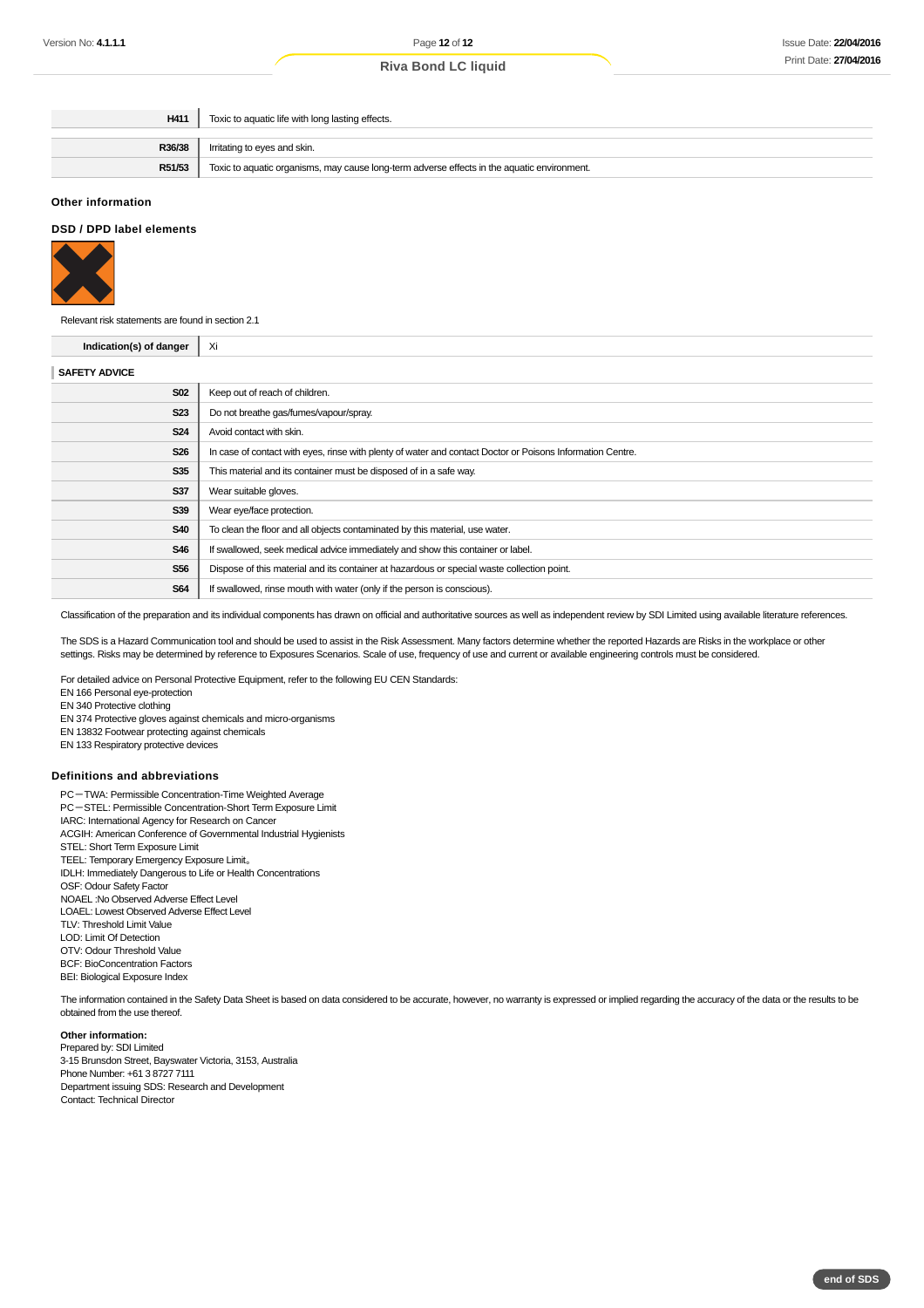| | |
|---|---|
| H411 | Toxic to aquatic life with long lasting effects. |
| R36/38 | Irritating to eyes and skin. |
| R51/53 | Toxic to aquatic organisms, may cause long-term adverse effects in the aquatic environment. |

## Other information

### DSD / DPD label elements

Relevant risk statements are found in section 2.1

| | |
|---|---|
| Indication(s) of danger | Xi |

**SAFETY ADVICE**

| | |
|---|---|
| S02 | Keep out of reach of children. |
| S23 | Do not breathe gas/fumes/vapour/spray. |
| S24 | Avoid contact with skin. |
| S26 | In case of contact with eyes, rinse with plenty of water and contact Doctor or Poisons Information Centre. |
| S35 | This material and its container must be disposed of in a safe way. |
| S37 | Wear suitable gloves. |
| S39 | Wear eye/face protection. |
| S40 | To clean the floor and all objects contaminated by this material, use water. |
| S46 | If swallowed, seek medical advice immediately and show this container or label. |
| S56 | Dispose of this material and its container at hazardous or special waste collection point. |
| S64 | If swallowed, rinse mouth with water (only if the person is conscious). |

Classification of the preparation and its individual components has drawn on official and authoritative sources as well as independent review by SDI Limited using available literature references.

The SDS is a Hazard Communication tool and should be used to assist in the Risk Assessment. Many factors determine whether the reported Hazards are Risks in the workplace or other settings. Risks may be determined by reference to Exposures Scenarios. Scale of use, frequency of use and current or available engineering controls must be considered.

For detailed advice on Personal Protective Equipment, refer to the following EU CEN Standards:
EN 166 Personal eye-protection
EN 340 Protective clothing
EN 374 Protective gloves against chemicals and micro-organisms
EN 13832 Footwear protecting against chemicals
EN 133 Respiratory protective devices

## Definitions and abbreviations

PC－TWA: Permissible Concentration-Time Weighted Average
PC－STEL: Permissible Concentration-Short Term Exposure Limit
IARC: International Agency for Research on Cancer
ACGIH: American Conference of Governmental Industrial Hygienists
STEL: Short Term Exposure Limit
TEEL: Temporary Emergency Exposure Limit。
IDLH: Immediately Dangerous to Life or Health Concentrations
OSF: Odour Safety Factor
NOAEL :No Observed Adverse Effect Level
LOAEL: Lowest Observed Adverse Effect Level
TLV: Threshold Limit Value
LOD: Limit Of Detection
OTV: Odour Threshold Value
BCF: BioConcentration Factors
BEI: Biological Exposure Index

The information contained in the Safety Data Sheet is based on data considered to be accurate, however, no warranty is expressed or implied regarding the accuracy of the data or the results to be obtained from the use thereof.

**Other information:**
Prepared by: SDI Limited
3-15 Brunsdon Street, Bayswater Victoria, 3153, Australia
Phone Number: +61 3 8727 7111
Department issuing SDS: Research and Development
Contact: Technical Director

end of SDS